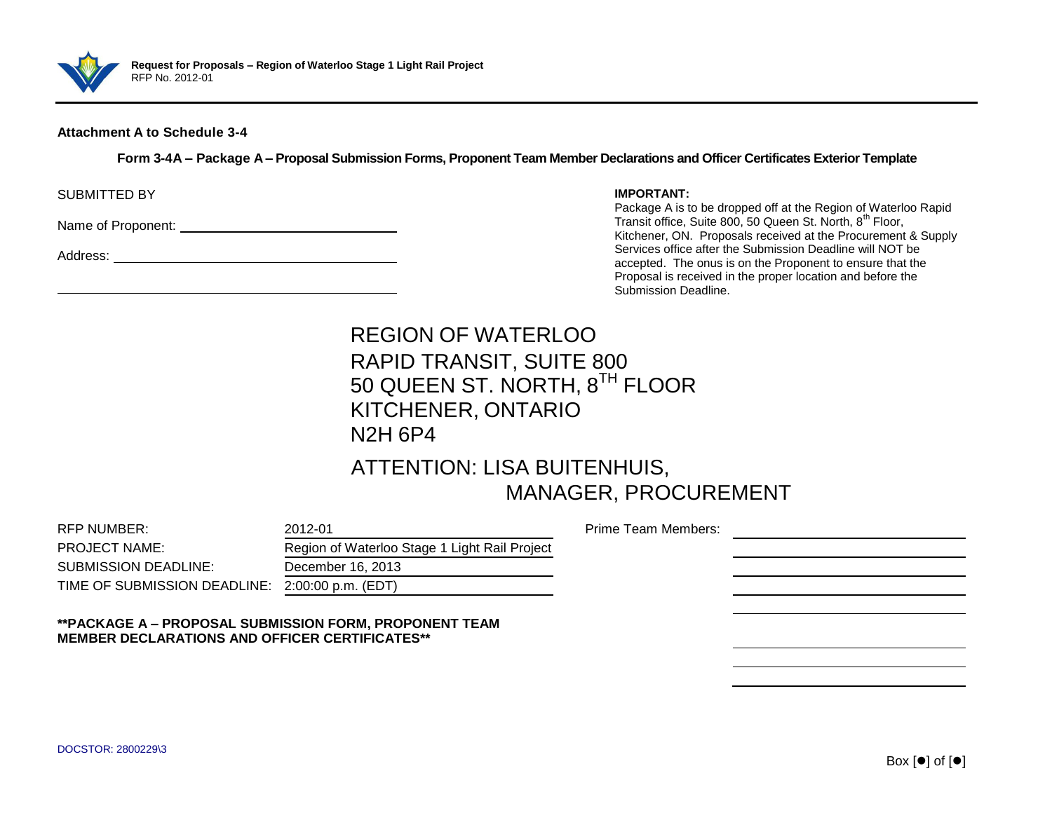**Attachment A to Schedule 3-4**

**Form 3-4A – Package A – Proposal Submission Forms, Proponent Team Member Declarations and Officer Certificates Exterior Template**

SUBMITTED BY

Name of Proponent: ______________________________

Address: ______________________________

______________________________

**IMPORTANT:**
Package A is to be dropped off at the Region of Waterloo Rapid Transit office, Suite 800, 50 Queen St. North, 8th Floor, Kitchener, ON. Proposals received at the Procurement & Supply Services office after the Submission Deadline will NOT be accepted. The onus is on the Proponent to ensure that the Proposal is received in the proper location and before the Submission Deadline.

REGION OF WATERLOO
RAPID TRANSIT, SUITE 800
50 QUEEN ST. NORTH, 8TH FLOOR
KITCHENER, ONTARIO
N2H 6P4

ATTENTION: LISA BUITENHUIS,
MANAGER, PROCUREMENT

| | |
|---|---|
| RFP NUMBER: | 2012-01 |
| PROJECT NAME: | Region of Waterloo Stage 1 Light Rail Project |
| SUBMISSION DEADLINE: | December 16, 2013 |
| TIME OF SUBMISSION DEADLINE: | 2:00:00 p.m. (EDT) |

Prime Team Members:
______________________________
______________________________
______________________________
______________________________
______________________________
______________________________
______________________________
______________________________

**\*\*PACKAGE A – PROPOSAL SUBMISSION FORM, PROPONENT TEAM MEMBER DECLARATIONS AND OFFICER CERTIFICATES\*\***

DOCSTOR: 2800229\3

Box [●] of [●]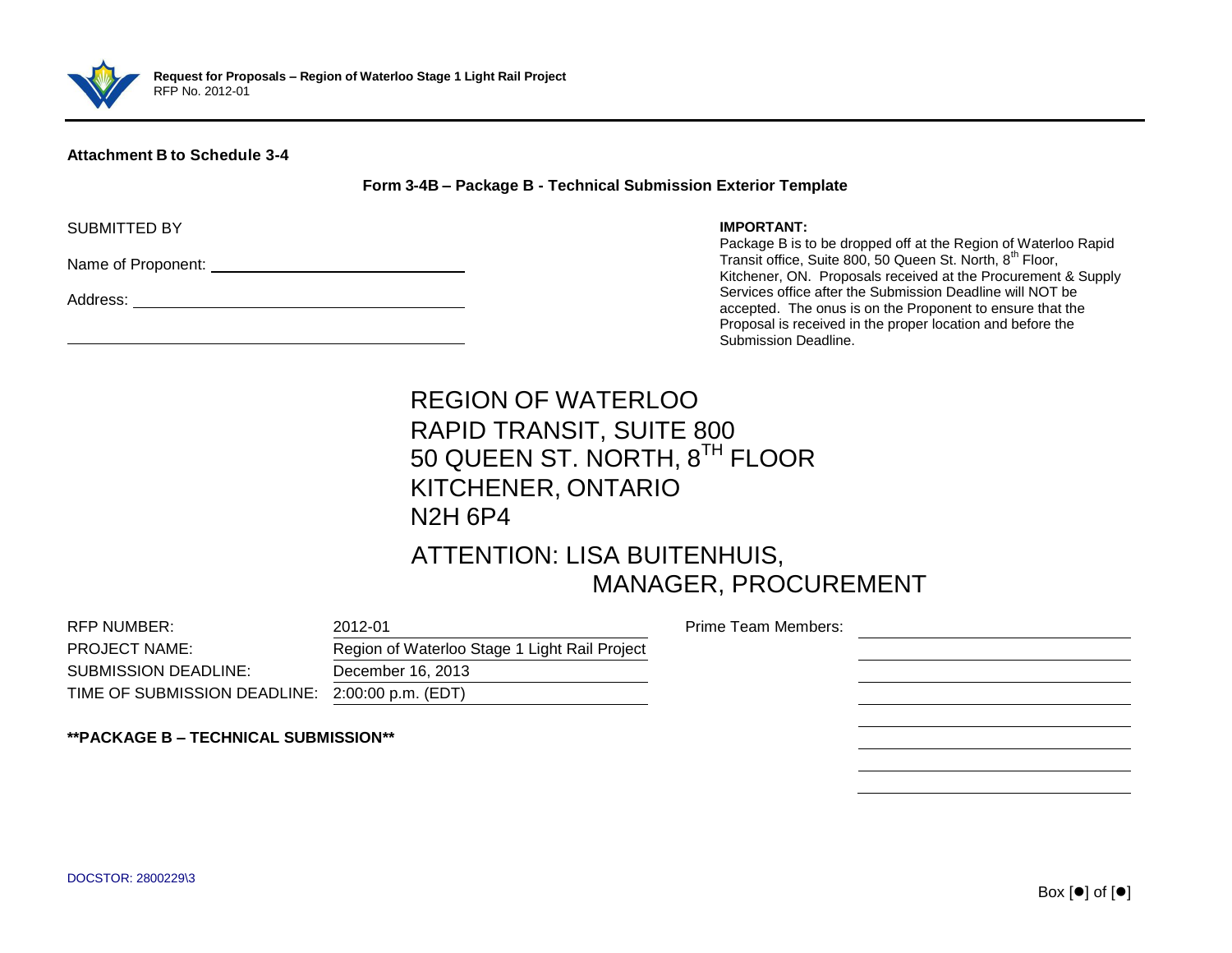**Attachment B to Schedule 3-4**

**Form 3-4B – Package B - Technical Submission Exterior Template**

SUBMITTED BY

Name of Proponent: \_\_\_\_\_\_\_\_\_\_\_\_\_\_\_\_\_\_\_\_\_\_\_\_\_\_\_\_\_\_

Address: \_\_\_\_\_\_\_\_\_\_\_\_\_\_\_\_\_\_\_\_\_\_\_\_\_\_\_\_\_\_\_\_\_\_\_\_

\_\_\_\_\_\_\_\_\_\_\_\_\_\_\_\_\_\_\_\_\_\_\_\_\_\_\_\_\_\_\_\_\_\_\_\_\_\_\_\_\_\_\_\_

**IMPORTANT:**
Package B is to be dropped off at the Region of Waterloo Rapid Transit office, Suite 800, 50 Queen St. North, 8th Floor, Kitchener, ON. Proposals received at the Procurement & Supply Services office after the Submission Deadline will NOT be accepted. The onus is on the Proponent to ensure that the Proposal is received in the proper location and before the Submission Deadline.

REGION OF WATERLOO
RAPID TRANSIT, SUITE 800
50 QUEEN ST. NORTH, 8TH FLOOR
KITCHENER, ONTARIO
N2H 6P4

ATTENTION: LISA BUITENHUIS,
MANAGER, PROCUREMENT

| | |
|---|---|
| RFP NUMBER: | 2012-01 |
| PROJECT NAME: | Region of Waterloo Stage 1 Light Rail Project |
| SUBMISSION DEADLINE: | December 16, 2013 |
| TIME OF SUBMISSION DEADLINE: | 2:00:00 p.m. (EDT) |

Prime Team Members:
\_\_\_\_\_\_\_\_\_\_\_\_\_\_\_\_\_\_\_\_\_\_\_\_\_\_\_\_\_\_
\_\_\_\_\_\_\_\_\_\_\_\_\_\_\_\_\_\_\_\_\_\_\_\_\_\_\_\_\_\_
\_\_\_\_\_\_\_\_\_\_\_\_\_\_\_\_\_\_\_\_\_\_\_\_\_\_\_\_\_\_
\_\_\_\_\_\_\_\_\_\_\_\_\_\_\_\_\_\_\_\_\_\_\_\_\_\_\_\_\_\_
\_\_\_\_\_\_\_\_\_\_\_\_\_\_\_\_\_\_\_\_\_\_\_\_\_\_\_\_\_\_
\_\_\_\_\_\_\_\_\_\_\_\_\_\_\_\_\_\_\_\_\_\_\_\_\_\_\_\_\_\_
\_\_\_\_\_\_\_\_\_\_\_\_\_\_\_\_\_\_\_\_\_\_\_\_\_\_\_\_\_\_
\_\_\_\_\_\_\_\_\_\_\_\_\_\_\_\_\_\_\_\_\_\_\_\_\_\_\_\_\_\_

**\*\*PACKAGE B – TECHNICAL SUBMISSION\*\***

DOCSTOR: 2800229\3

Box [●] of [●]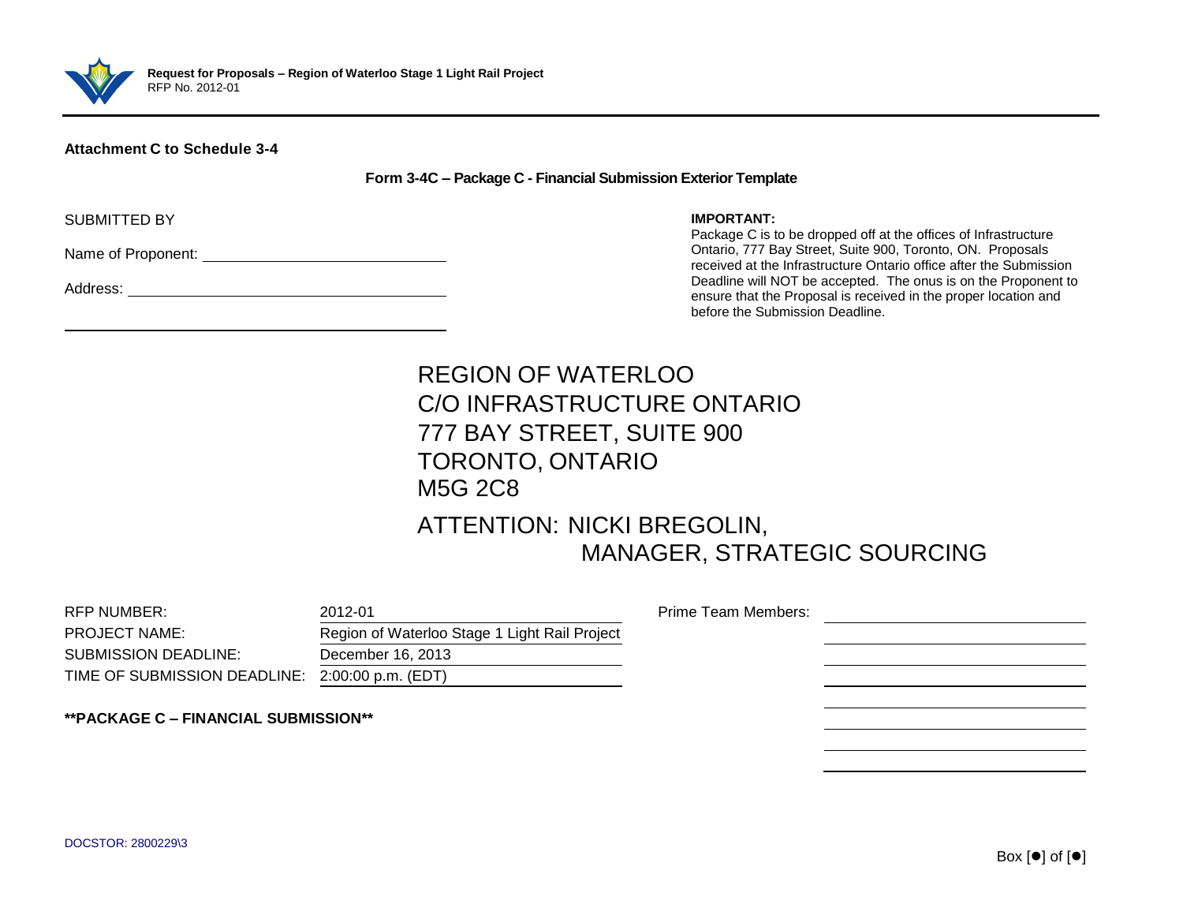**Attachment C to Schedule 3-4**

**Form 3-4C – Package C - Financial Submission Exterior Template**

SUBMITTED BY

Name of Proponent: ______________________________

Address: ______________________________

______________________________

**IMPORTANT:**
Package C is to be dropped off at the offices of Infrastructure Ontario, 777 Bay Street, Suite 900, Toronto, ON. Proposals received at the Infrastructure Ontario office after the Submission Deadline will NOT be accepted. The onus is on the Proponent to ensure that the Proposal is received in the proper location and before the Submission Deadline.

REGION OF WATERLOO
C/O INFRASTRUCTURE ONTARIO
777 BAY STREET, SUITE 900
TORONTO, ONTARIO
M5G 2C8

ATTENTION: NICKI BREGOLIN,
MANAGER, STRATEGIC SOURCING

| | |
|---|---|
| RFP NUMBER: | 2012-01 |
| PROJECT NAME: | Region of Waterloo Stage 1 Light Rail Project |
| SUBMISSION DEADLINE: | December 16, 2013 |
| TIME OF SUBMISSION DEADLINE: | 2:00:00 p.m. (EDT) |

Prime Team Members:
______________________________
______________________________
______________________________
______________________________
______________________________
______________________________
______________________________
______________________________

**\*\*PACKAGE C – FINANCIAL SUBMISSION\*\***

DOCSTOR: 2800229\3

Box [●] of [●]